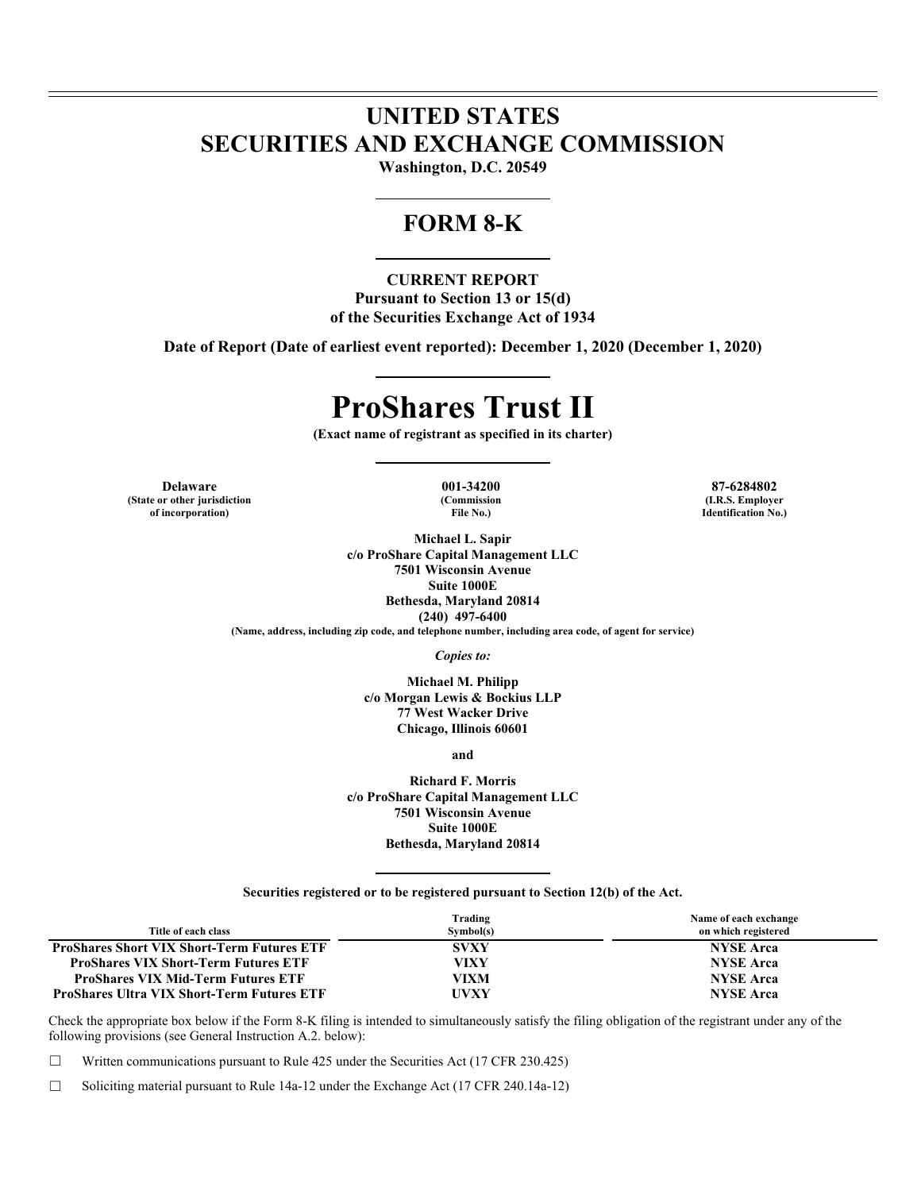# UNITED STATES
# SECURITIES AND EXCHANGE COMMISSION

**Washington, D.C. 20549**

## FORM 8-K

**CURRENT REPORT**
**Pursuant to Section 13 or 15(d)**
**of the Securities Exchange Act of 1934**

**Date of Report (Date of earliest event reported): December 1, 2020 (December 1, 2020)**

# ProShares Trust II

**(Exact name of registrant as specified in its charter)**

| Delaware | 001-34200 | 87-6284802 |
|---|---|---|
| (State or other jurisdiction of incorporation) | (Commission File No.) | (I.R.S. Employer Identification No.) |

**Michael L. Sapir**
**c/o ProShare Capital Management LLC**
**7501 Wisconsin Avenue**
**Suite 1000E**
**Bethesda, Maryland 20814**
**(240) 497-6400**
**(Name, address, including zip code, and telephone number, including area code, of agent for service)**

*Copies to:*

**Michael M. Philipp**
**c/o Morgan Lewis & Bockius LLP**
**77 West Wacker Drive**
**Chicago, Illinois 60601**

**and**

**Richard F. Morris**
**c/o ProShare Capital Management LLC**
**7501 Wisconsin Avenue**
**Suite 1000E**
**Bethesda, Maryland 20814**

**Securities registered or to be registered pursuant to Section 12(b) of the Act.**

| Title of each class | Trading Symbol(s) | Name of each exchange on which registered |
|---|---|---|
| ProShares Short VIX Short-Term Futures ETF | SVXY | NYSE Arca |
| ProShares VIX Short-Term Futures ETF | VIXY | NYSE Arca |
| ProShares VIX Mid-Term Futures ETF | VIXM | NYSE Arca |
| ProShares Ultra VIX Short-Term Futures ETF | UVXY | NYSE Arca |

Check the appropriate box below if the Form 8-K filing is intended to simultaneously satisfy the filing obligation of the registrant under any of the following provisions (see General Instruction A.2. below):

☐ Written communications pursuant to Rule 425 under the Securities Act (17 CFR 230.425)

☐ Soliciting material pursuant to Rule 14a-12 under the Exchange Act (17 CFR 240.14a-12)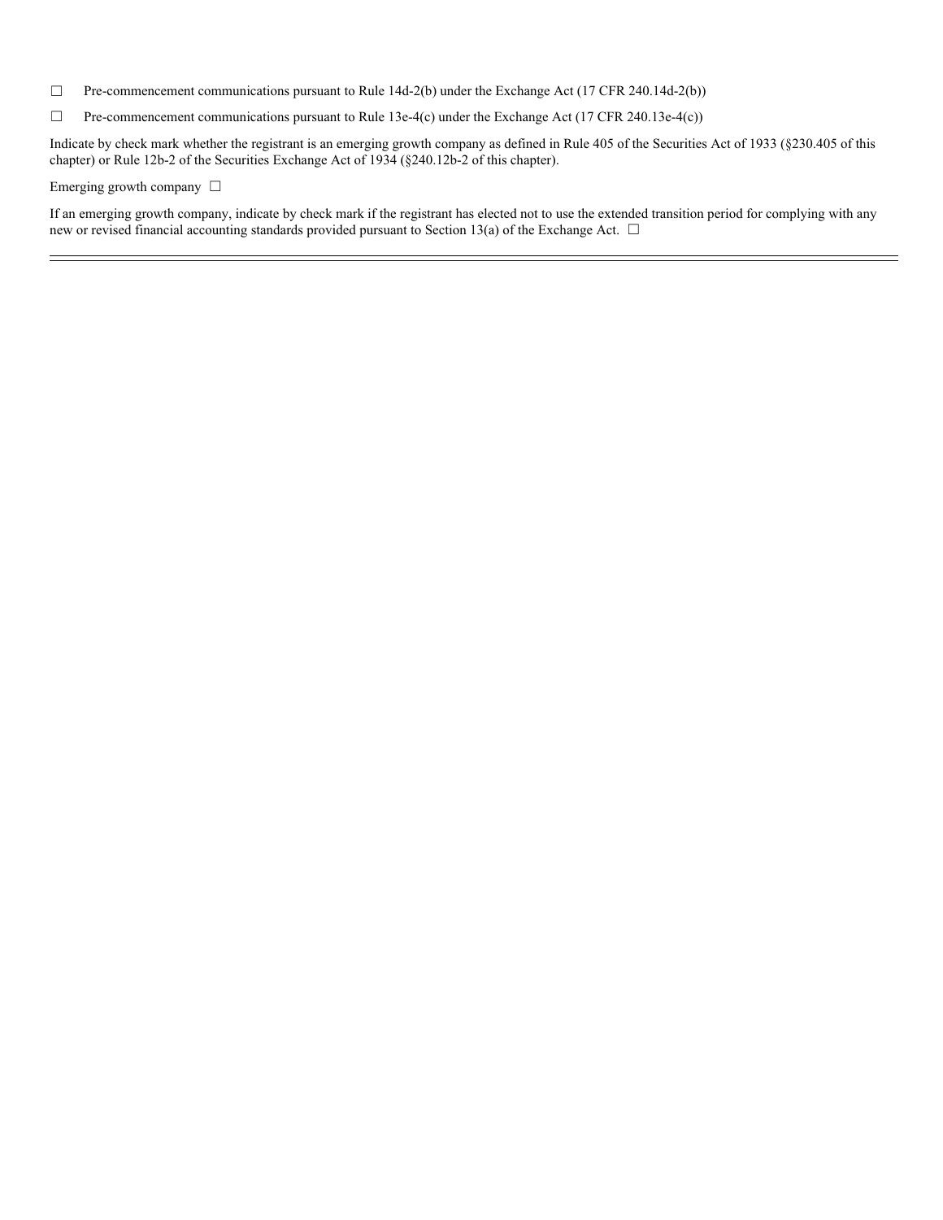☐ Pre-commencement communications pursuant to Rule 14d-2(b) under the Exchange Act (17 CFR 240.14d-2(b))

☐ Pre-commencement communications pursuant to Rule 13e-4(c) under the Exchange Act (17 CFR 240.13e-4(c))

Indicate by check mark whether the registrant is an emerging growth company as defined in Rule 405 of the Securities Act of 1933 (§230.405 of this chapter) or Rule 12b-2 of the Securities Exchange Act of 1934 (§240.12b-2 of this chapter).

Emerging growth company ☐

If an emerging growth company, indicate by check mark if the registrant has elected not to use the extended transition period for complying with any new or revised financial accounting standards provided pursuant to Section 13(a) of the Exchange Act. ☐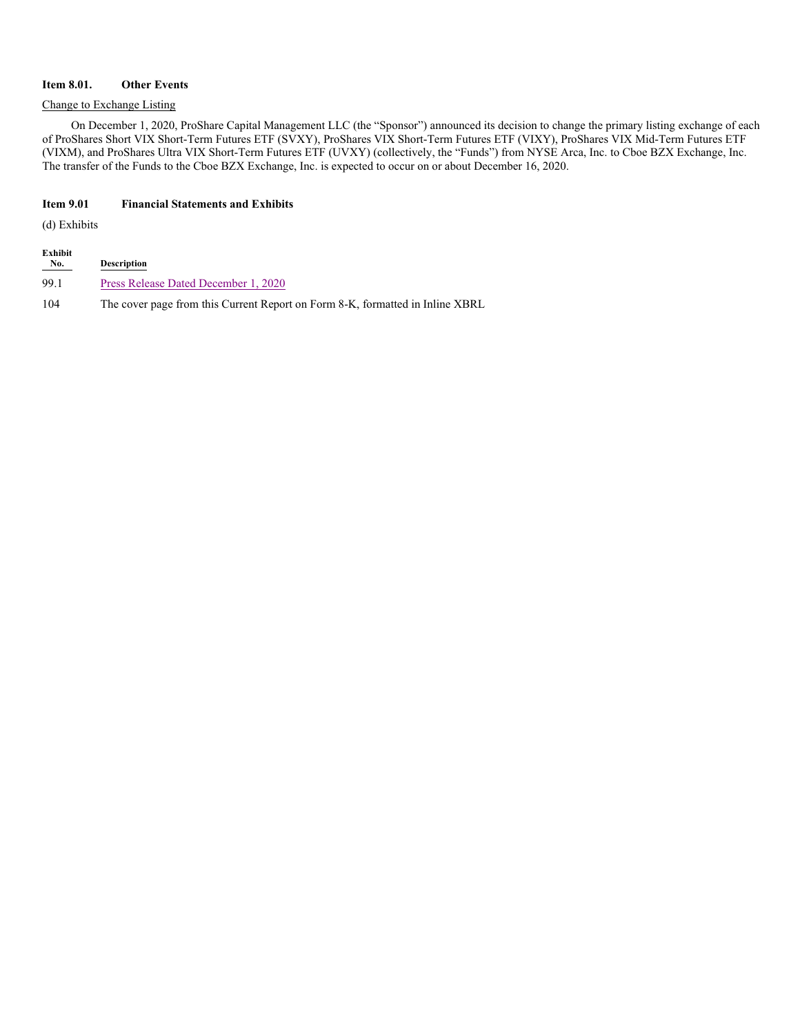**Item 8.01. Other Events**

Change to Exchange Listing

On December 1, 2020, ProShare Capital Management LLC (the "Sponsor") announced its decision to change the primary listing exchange of each of ProShares Short VIX Short-Term Futures ETF (SVXY), ProShares VIX Short-Term Futures ETF (VIXY), ProShares VIX Mid-Term Futures ETF (VIXM), and ProShares Ultra VIX Short-Term Futures ETF (UVXY) (collectively, the "Funds") from NYSE Arca, Inc. to Cboe BZX Exchange, Inc. The transfer of the Funds to the Cboe BZX Exchange, Inc. is expected to occur on or about December 16, 2020.

**Item 9.01 Financial Statements and Exhibits**

(d) Exhibits

| Exhibit No. | Description |
|---|---|
| 99.1 | Press Release Dated December 1, 2020 |
| 104 | The cover page from this Current Report on Form 8-K, formatted in Inline XBRL |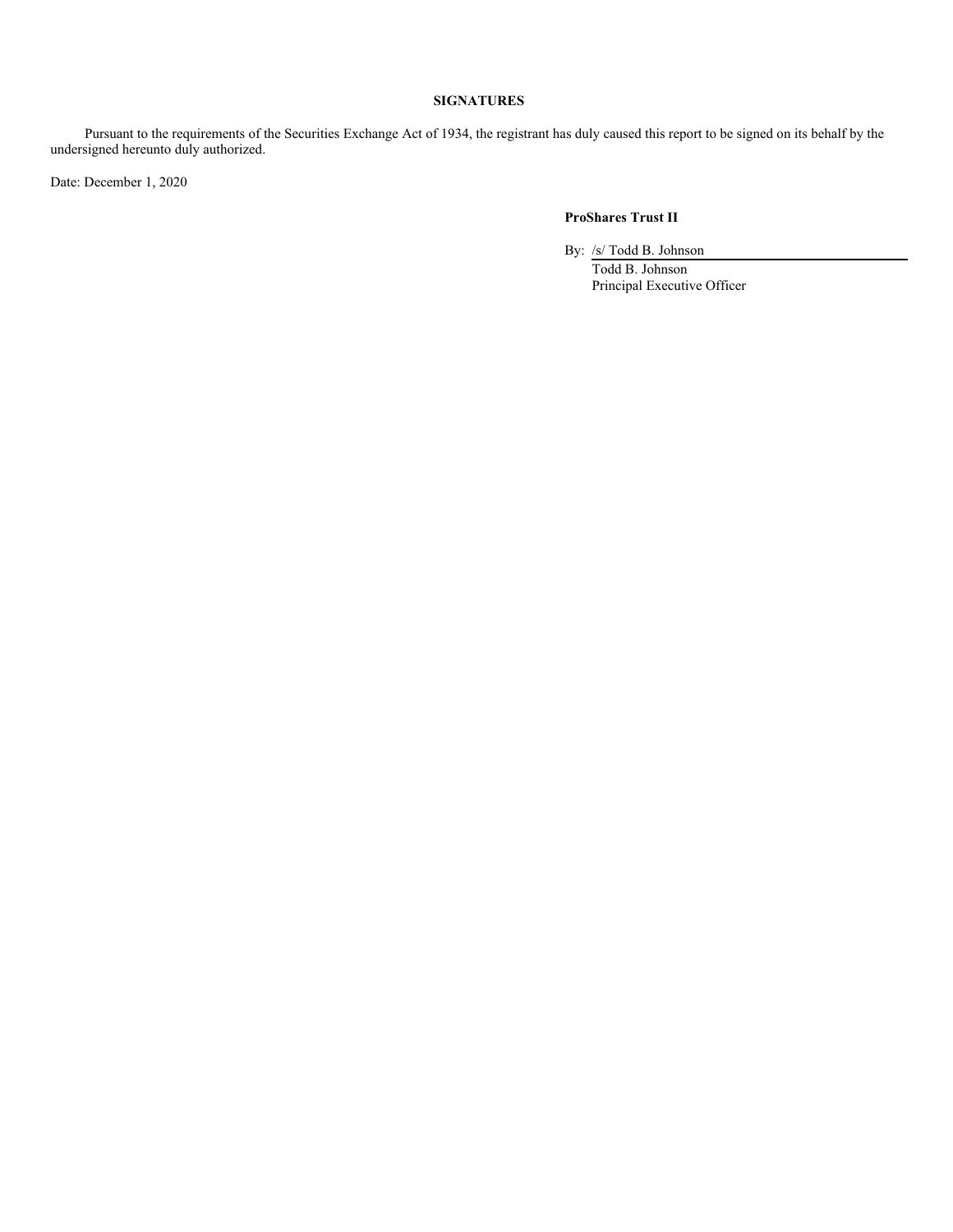## SIGNATURES

Pursuant to the requirements of the Securities Exchange Act of 1934, the registrant has duly caused this report to be signed on its behalf by the undersigned hereunto duly authorized.

Date: December 1, 2020

**ProShares Trust II**

By: /s/ Todd B. Johnson

Todd B. Johnson

Principal Executive Officer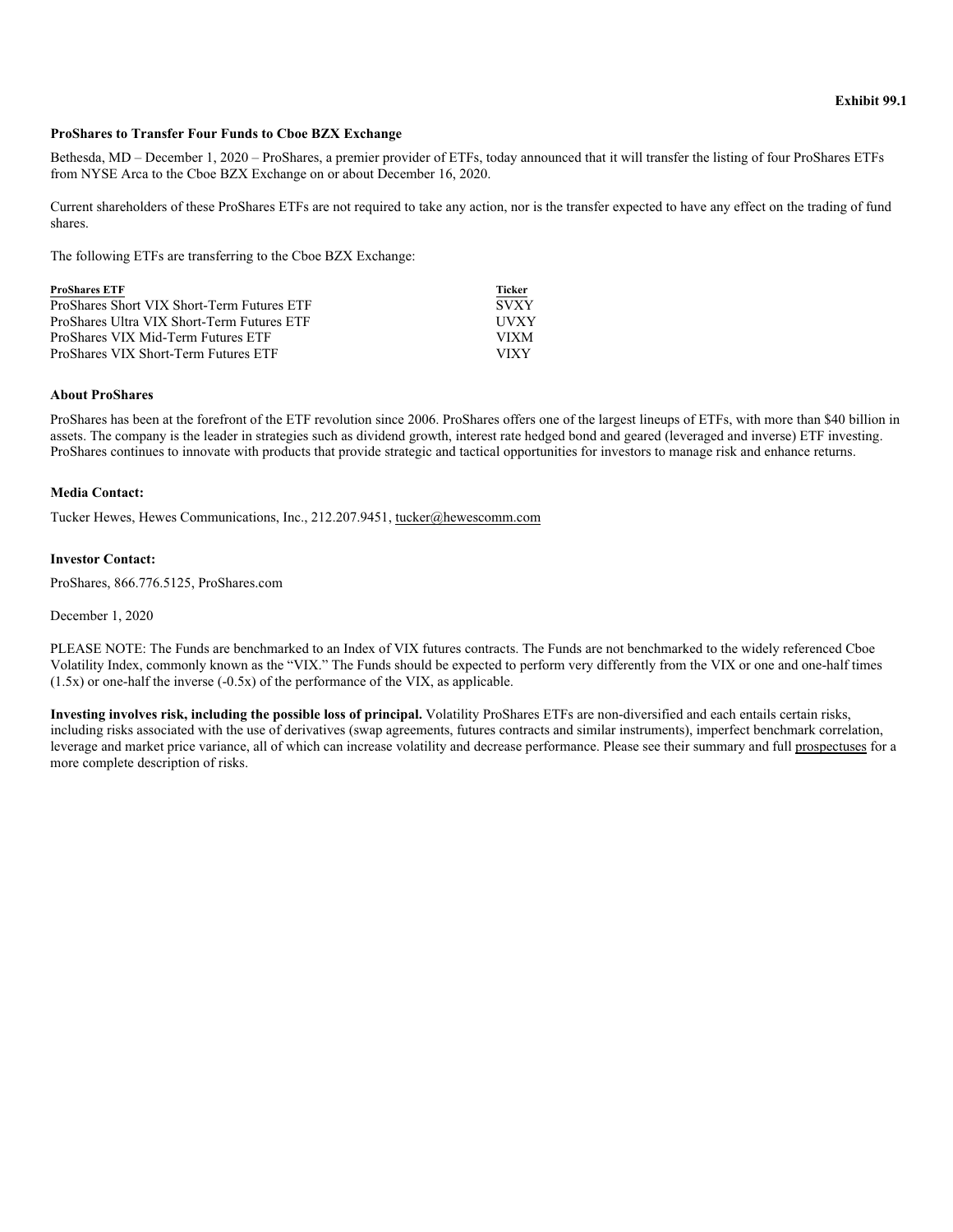**Exhibit 99.1**

**ProShares to Transfer Four Funds to Cboe BZX Exchange**

Bethesda, MD – December 1, 2020 – ProShares, a premier provider of ETFs, today announced that it will transfer the listing of four ProShares ETFs from NYSE Arca to the Cboe BZX Exchange on or about December 16, 2020.

Current shareholders of these ProShares ETFs are not required to take any action, nor is the transfer expected to have any effect on the trading of fund shares.

The following ETFs are transferring to the Cboe BZX Exchange:

| ProShares ETF | Ticker |
|---|---|
| ProShares Short VIX Short-Term Futures ETF | SVXY |
| ProShares Ultra VIX Short-Term Futures ETF | UVXY |
| ProShares VIX Mid-Term Futures ETF | VIXM |
| ProShares VIX Short-Term Futures ETF | VIXY |

**About ProShares**

ProShares has been at the forefront of the ETF revolution since 2006. ProShares offers one of the largest lineups of ETFs, with more than $40 billion in assets. The company is the leader in strategies such as dividend growth, interest rate hedged bond and geared (leveraged and inverse) ETF investing. ProShares continues to innovate with products that provide strategic and tactical opportunities for investors to manage risk and enhance returns.

**Media Contact:**

Tucker Hewes, Hewes Communications, Inc., 212.207.9451, tucker@hewescomm.com

**Investor Contact:**

ProShares, 866.776.5125, ProShares.com

December 1, 2020

PLEASE NOTE: The Funds are benchmarked to an Index of VIX futures contracts. The Funds are not benchmarked to the widely referenced Cboe Volatility Index, commonly known as the "VIX." The Funds should be expected to perform very differently from the VIX or one and one-half times (1.5x) or one-half the inverse (-0.5x) of the performance of the VIX, as applicable.

**Investing involves risk, including the possible loss of principal.** Volatility ProShares ETFs are non-diversified and each entails certain risks, including risks associated with the use of derivatives (swap agreements, futures contracts and similar instruments), imperfect benchmark correlation, leverage and market price variance, all of which can increase volatility and decrease performance. Please see their summary and full prospectuses for a more complete description of risks.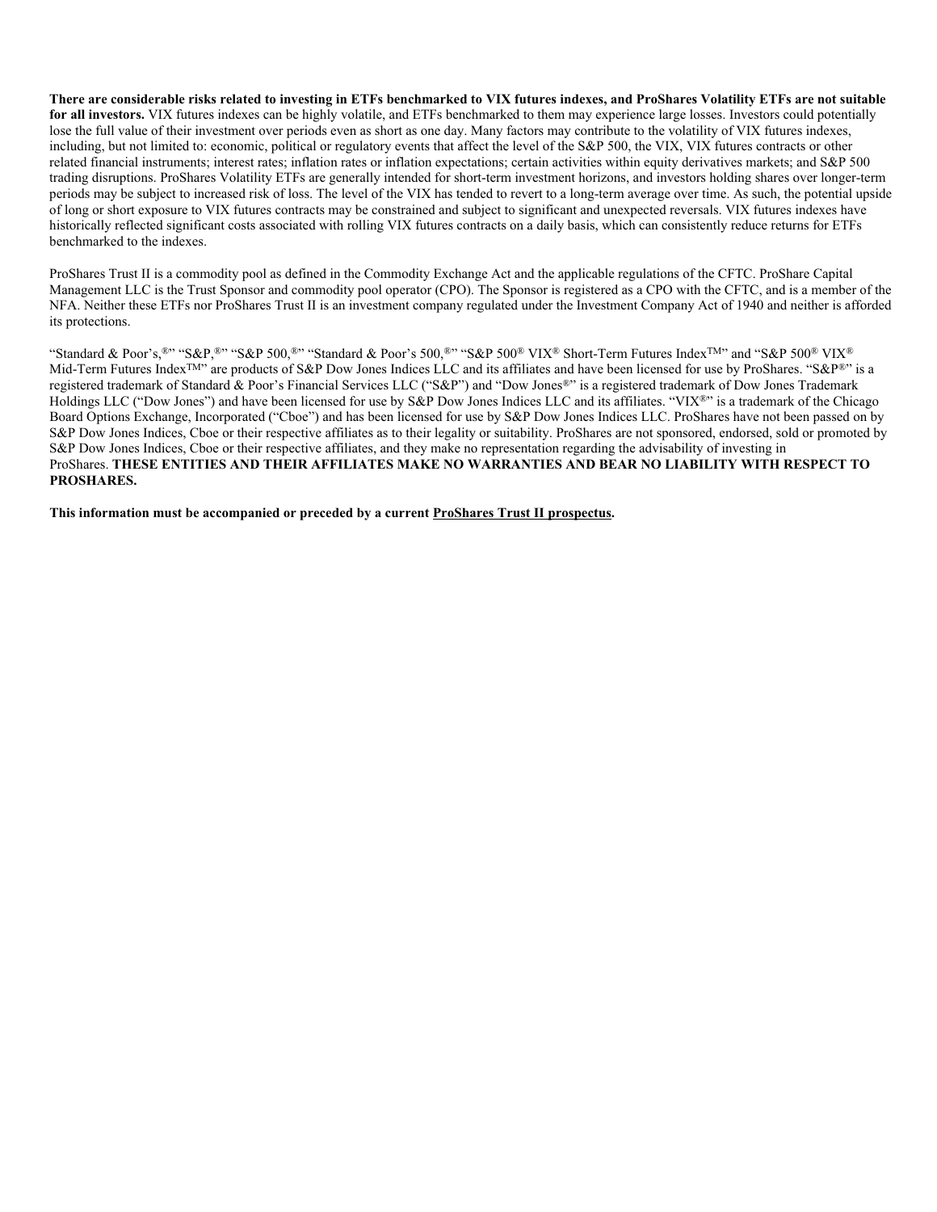**There are considerable risks related to investing in ETFs benchmarked to VIX futures indexes, and ProShares Volatility ETFs are not suitable for all investors.** VIX futures indexes can be highly volatile, and ETFs benchmarked to them may experience large losses. Investors could potentially lose the full value of their investment over periods even as short as one day. Many factors may contribute to the volatility of VIX futures indexes, including, but not limited to: economic, political or regulatory events that affect the level of the S&P 500, the VIX, VIX futures contracts or other related financial instruments; interest rates; inflation rates or inflation expectations; certain activities within equity derivatives markets; and S&P 500 trading disruptions. ProShares Volatility ETFs are generally intended for short-term investment horizons, and investors holding shares over longer-term periods may be subject to increased risk of loss. The level of the VIX has tended to revert to a long-term average over time. As such, the potential upside of long or short exposure to VIX futures contracts may be constrained and subject to significant and unexpected reversals. VIX futures indexes have historically reflected significant costs associated with rolling VIX futures contracts on a daily basis, which can consistently reduce returns for ETFs benchmarked to the indexes.

ProShares Trust II is a commodity pool as defined in the Commodity Exchange Act and the applicable regulations of the CFTC. ProShare Capital Management LLC is the Trust Sponsor and commodity pool operator (CPO). The Sponsor is registered as a CPO with the CFTC, and is a member of the NFA. Neither these ETFs nor ProShares Trust II is an investment company regulated under the Investment Company Act of 1940 and neither is afforded its protections.

"Standard & Poor's,®" "S&P,®" "S&P 500,®" "Standard & Poor's 500,®" "S&P 500® VIX® Short-Term Futures Index™" and "S&P 500® VIX® Mid-Term Futures Index™" are products of S&P Dow Jones Indices LLC and its affiliates and have been licensed for use by ProShares. "S&P®" is a registered trademark of Standard & Poor's Financial Services LLC ("S&P") and "Dow Jones®" is a registered trademark of Dow Jones Trademark Holdings LLC ("Dow Jones") and have been licensed for use by S&P Dow Jones Indices LLC and its affiliates. "VIX®" is a trademark of the Chicago Board Options Exchange, Incorporated ("Cboe") and has been licensed for use by S&P Dow Jones Indices LLC. ProShares have not been passed on by S&P Dow Jones Indices, Cboe or their respective affiliates as to their legality or suitability. ProShares are not sponsored, endorsed, sold or promoted by S&P Dow Jones Indices, Cboe or their respective affiliates, and they make no representation regarding the advisability of investing in ProShares. **THESE ENTITIES AND THEIR AFFILIATES MAKE NO WARRANTIES AND BEAR NO LIABILITY WITH RESPECT TO PROSHARES.**

**This information must be accompanied or preceded by a current ProShares Trust II prospectus.**